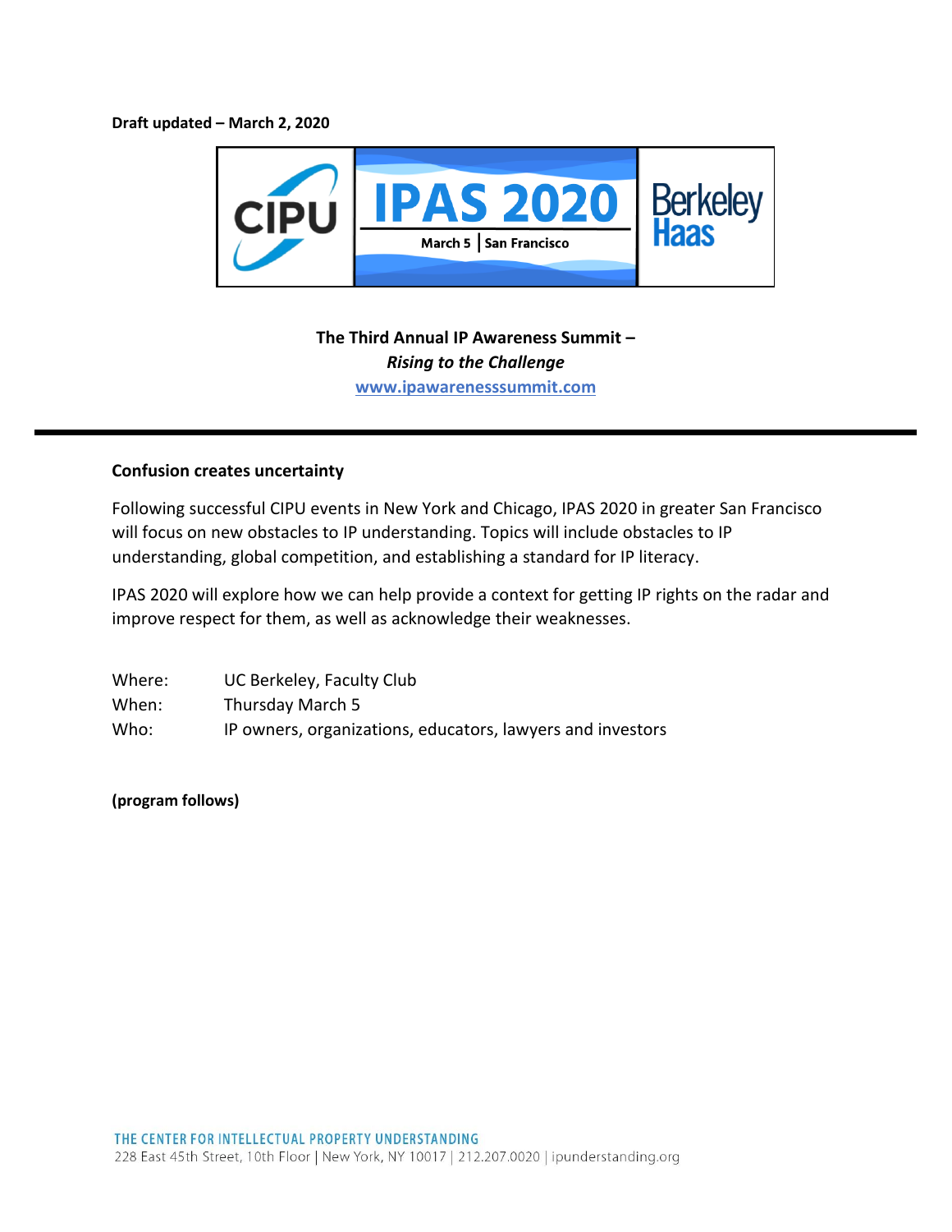**Draft updated – March 2, 2020**

CIPU | IPAS 2020 — March 5 | San Francisco | Berkeley Haas

**The Third Annual IP Awareness Summit –**
***Rising to the Challenge***
**www.ipawarenesssummit.com**

---

**Confusion creates uncertainty**

Following successful CIPU events in New York and Chicago, IPAS 2020 in greater San Francisco will focus on new obstacles to IP understanding. Topics will include obstacles to IP understanding, global competition, and establishing a standard for IP literacy.

IPAS 2020 will explore how we can help provide a context for getting IP rights on the radar and improve respect for them, as well as acknowledge their weaknesses.

Where: UC Berkeley, Faculty Club
When: Thursday March 5
Who: IP owners, organizations, educators, lawyers and investors

**(program follows)**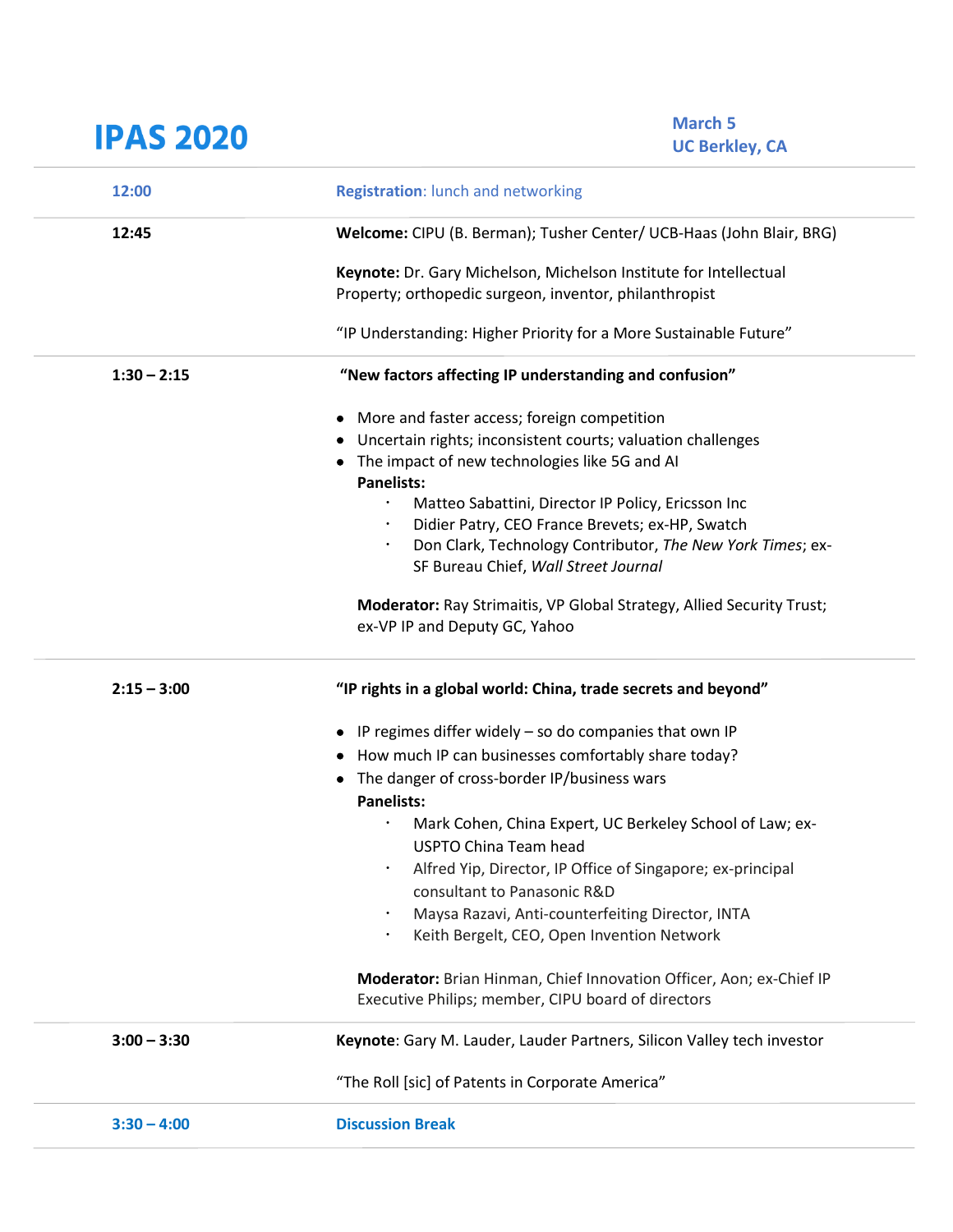# IPAS 2020

**March 5**
**UC Berkley, CA**

| | |
|---|---|
| **12:00** | **Registration**: lunch and networking |
| **12:45** | **Welcome:** CIPU (B. Berman); Tusher Center/ UCB-Haas (John Blair, BRG)<br><br>**Keynote:** Dr. Gary Michelson, Michelson Institute for Intellectual Property; orthopedic surgeon, inventor, philanthropist<br><br>"IP Understanding: Higher Priority for a More Sustainable Future" |
| **1:30 – 2:15** | **"New factors affecting IP understanding and confusion"**<br><br>• More and faster access; foreign competition<br>• Uncertain rights; inconsistent courts; valuation challenges<br>• The impact of new technologies like 5G and AI<br>**Panelists:**<br>· Matteo Sabattini, Director IP Policy, Ericsson Inc<br>· Didier Patry, CEO France Brevets; ex-HP, Swatch<br>· Don Clark, Technology Contributor, *The New York Times*; ex-SF Bureau Chief, *Wall Street Journal*<br><br>**Moderator:** Ray Strimaitis, VP Global Strategy, Allied Security Trust; ex-VP IP and Deputy GC, Yahoo |
| **2:15 – 3:00** | **"IP rights in a global world: China, trade secrets and beyond"**<br><br>• IP regimes differ widely – so do companies that own IP<br>• How much IP can businesses comfortably share today?<br>• The danger of cross-border IP/business wars<br>**Panelists:**<br>· Mark Cohen, China Expert, UC Berkeley School of Law; ex-USPTO China Team head<br>· Alfred Yip, Director, IP Office of Singapore; ex-principal consultant to Panasonic R&D<br>· Maysa Razavi, Anti-counterfeiting Director, INTA<br>· Keith Bergelt, CEO, Open Invention Network<br><br>**Moderator:** Brian Hinman, Chief Innovation Officer, Aon; ex-Chief IP Executive Philips; member, CIPU board of directors |
| **3:00 – 3:30** | **Keynote**: Gary M. Lauder, Lauder Partners, Silicon Valley tech investor<br><br>"The Roll [sic] of Patents in Corporate America" |
| **3:30 – 4:00** | **Discussion Break** |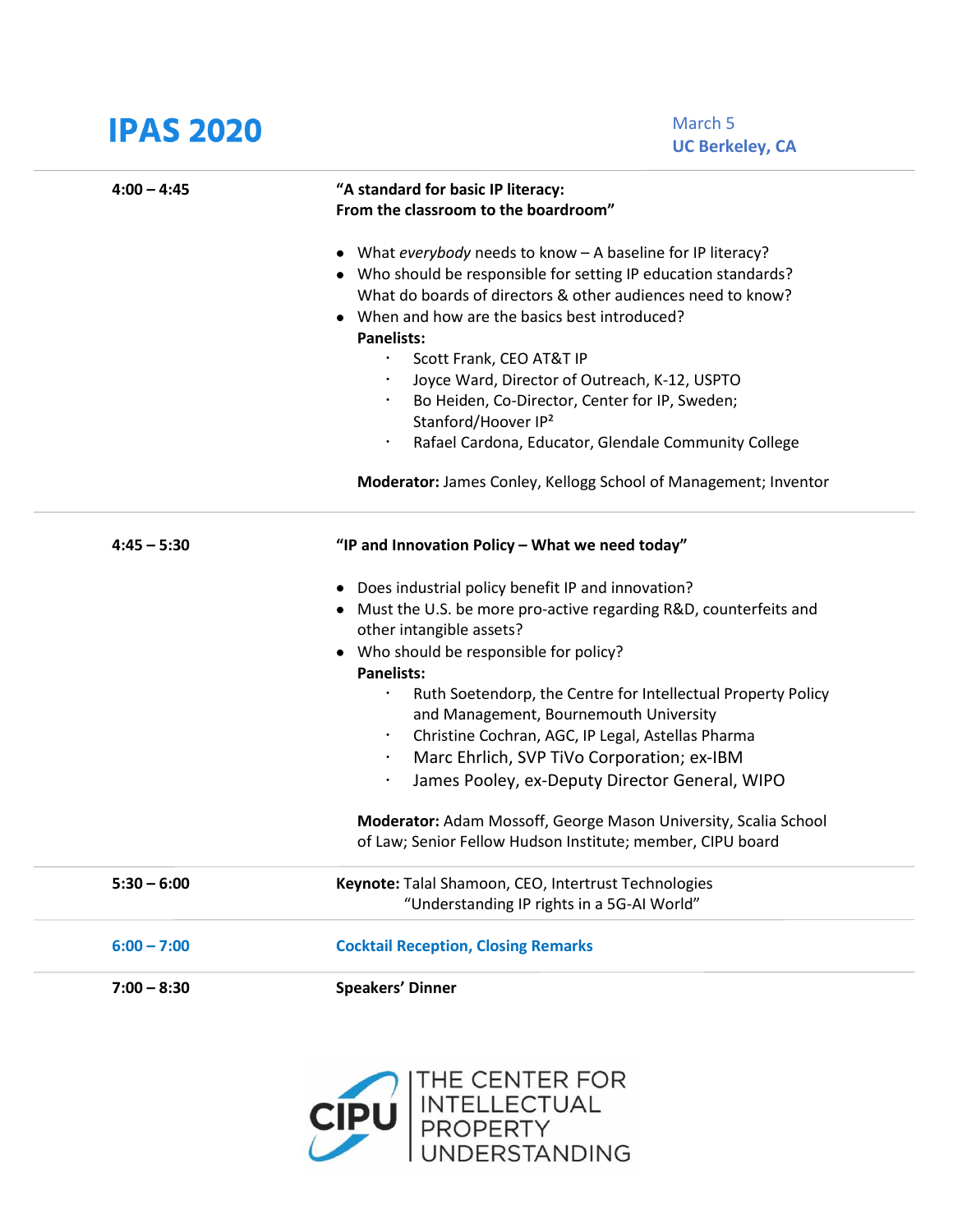# IPAS 2020

March 5
**UC Berkeley, CA**

| | |
|---|---|
| **4:00 – 4:45** | **"A standard for basic IP literacy: From the classroom to the boardroom"** |

- What *everybody* needs to know – A baseline for IP literacy?
- Who should be responsible for setting IP education standards? What do boards of directors & other audiences need to know?
- When and how are the basics best introduced?

**Panelists:**

- Scott Frank, CEO AT&T IP
- Joyce Ward, Director of Outreach, K-12, USPTO
- Bo Heiden, Co-Director, Center for IP, Sweden; Stanford/Hoover IP²
- Rafael Cardona, Educator, Glendale Community College

**Moderator:** James Conley, Kellogg School of Management; Inventor

| | |
|---|---|
| **4:45 – 5:30** | **"IP and Innovation Policy – What we need today"** |

- Does industrial policy benefit IP and innovation?
- Must the U.S. be more pro-active regarding R&D, counterfeits and other intangible assets?
- Who should be responsible for policy?

**Panelists:**

- Ruth Soetendorp, the Centre for Intellectual Property Policy and Management, Bournemouth University
- Christine Cochran, AGC, IP Legal, Astellas Pharma
- Marc Ehrlich, SVP TiVo Corporation; ex-IBM
- James Pooley, ex-Deputy Director General, WIPO

**Moderator:** Adam Mossoff, George Mason University, Scalia School of Law; Senior Fellow Hudson Institute; member, CIPU board

| | |
|---|---|
| **5:30 – 6:00** | **Keynote:** Talal Shamoon, CEO, Intertrust Technologies "Understanding IP rights in a 5G-AI World" |
| **6:00 – 7:00** | **Cocktail Reception, Closing Remarks** |
| **7:00 – 8:30** | **Speakers' Dinner** |

CIPU THE CENTER FOR INTELLECTUAL PROPERTY UNDERSTANDING